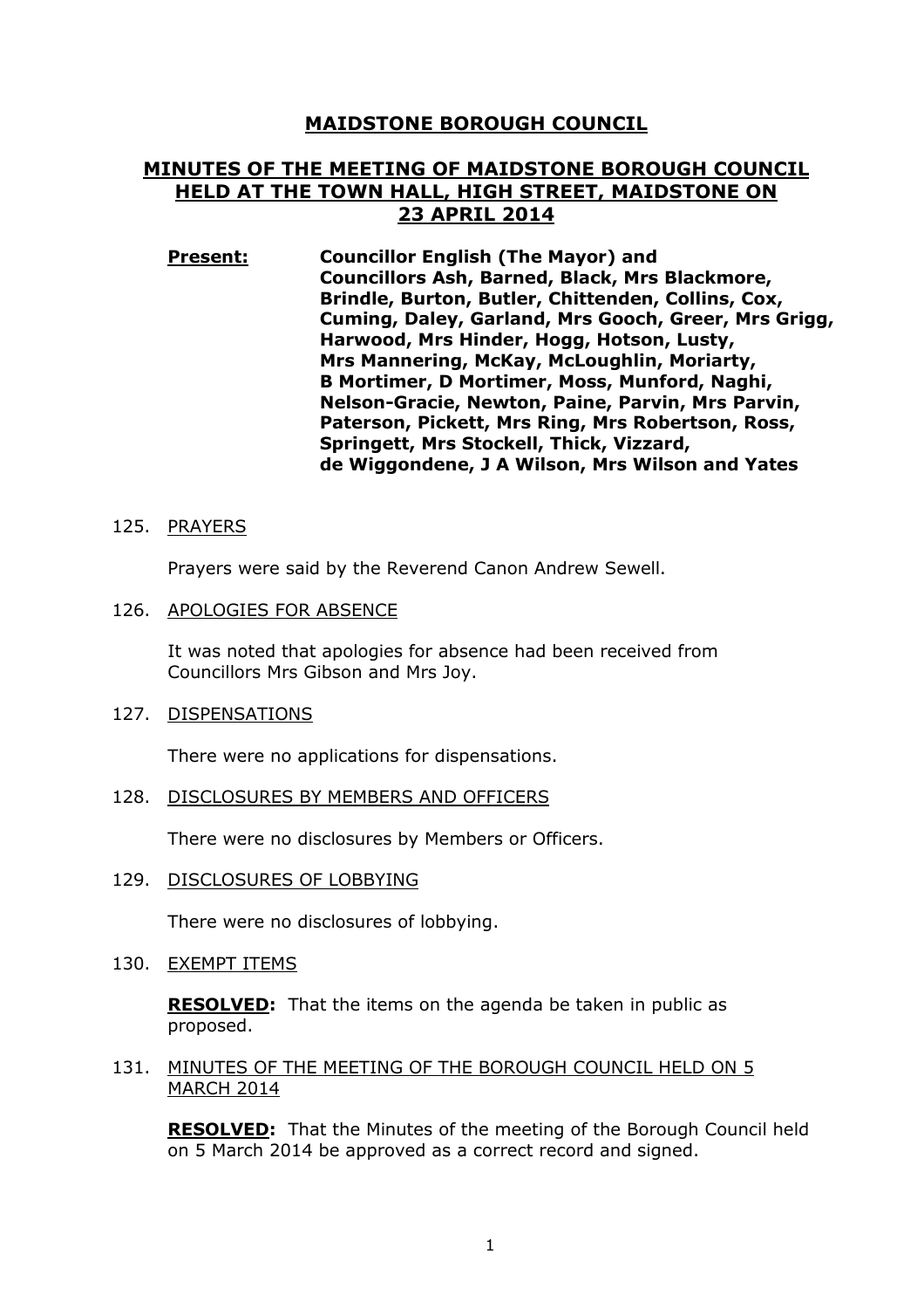# MAIDSTONE BOROUGH COUNCIL

## MINUTES OF THE MEETING OF MAIDSTONE BOROUGH COUNCIL HELD AT THE TOWN HALL, HIGH STREET, MAIDSTONE ON 23 APRIL 2014

**Present:** **Councillor English (The Mayor) and Councillors Ash, Barned, Black, Mrs Blackmore, Brindle, Burton, Butler, Chittenden, Collins, Cox, Cuming, Daley, Garland, Mrs Gooch, Greer, Mrs Grigg, Harwood, Mrs Hinder, Hogg, Hotson, Lusty, Mrs Mannering, McKay, McLoughlin, Moriarty, B Mortimer, D Mortimer, Moss, Munford, Naghi, Nelson-Gracie, Newton, Paine, Parvin, Mrs Parvin, Paterson, Pickett, Mrs Ring, Mrs Robertson, Ross, Springett, Mrs Stockell, Thick, Vizzard, de Wiggondene, J A Wilson, Mrs Wilson and Yates**

125. PRAYERS

Prayers were said by the Reverend Canon Andrew Sewell.

126. APOLOGIES FOR ABSENCE

It was noted that apologies for absence had been received from Councillors Mrs Gibson and Mrs Joy.

127. DISPENSATIONS

There were no applications for dispensations.

128. DISCLOSURES BY MEMBERS AND OFFICERS

There were no disclosures by Members or Officers.

129. DISCLOSURES OF LOBBYING

There were no disclosures of lobbying.

130. EXEMPT ITEMS

**RESOLVED:** That the items on the agenda be taken in public as proposed.

131. MINUTES OF THE MEETING OF THE BOROUGH COUNCIL HELD ON 5 MARCH 2014

**RESOLVED:** That the Minutes of the meeting of the Borough Council held on 5 March 2014 be approved as a correct record and signed.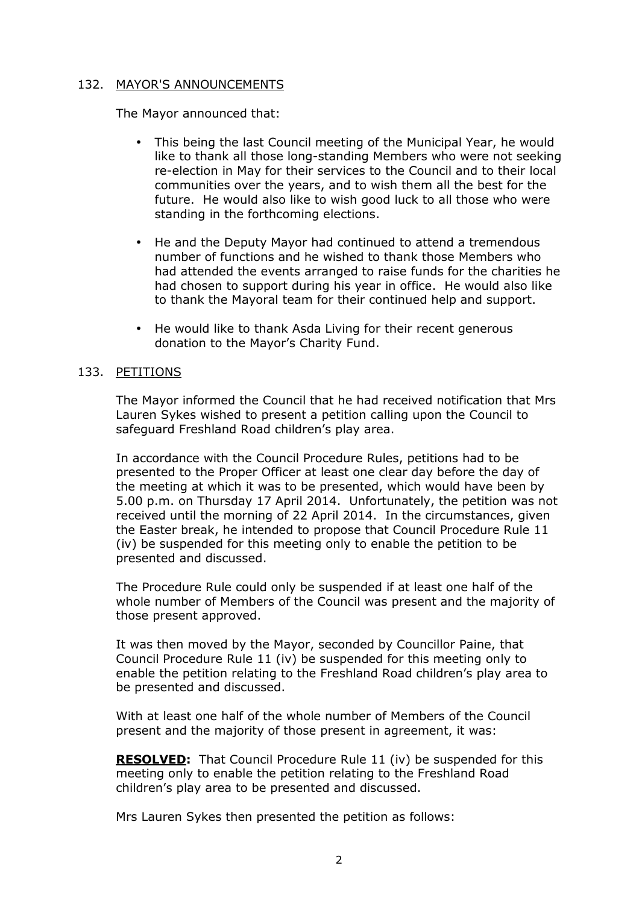## 132. <u>MAYOR'S ANNOUNCEMENTS</u>

The Mayor announced that:

- This being the last Council meeting of the Municipal Year, he would like to thank all those long-standing Members who were not seeking re-election in May for their services to the Council and to their local communities over the years, and to wish them all the best for the future. He would also like to wish good luck to all those who were standing in the forthcoming elections.

- He and the Deputy Mayor had continued to attend a tremendous number of functions and he wished to thank those Members who had attended the events arranged to raise funds for the charities he had chosen to support during his year in office. He would also like to thank the Mayoral team for their continued help and support.

- He would like to thank Asda Living for their recent generous donation to the Mayor's Charity Fund.

## 133. <u>PETITIONS</u>

The Mayor informed the Council that he had received notification that Mrs Lauren Sykes wished to present a petition calling upon the Council to safeguard Freshland Road children's play area.

In accordance with the Council Procedure Rules, petitions had to be presented to the Proper Officer at least one clear day before the day of the meeting at which it was to be presented, which would have been by 5.00 p.m. on Thursday 17 April 2014. Unfortunately, the petition was not received until the morning of 22 April 2014. In the circumstances, given the Easter break, he intended to propose that Council Procedure Rule 11 (iv) be suspended for this meeting only to enable the petition to be presented and discussed.

The Procedure Rule could only be suspended if at least one half of the whole number of Members of the Council was present and the majority of those present approved.

It was then moved by the Mayor, seconded by Councillor Paine, that Council Procedure Rule 11 (iv) be suspended for this meeting only to enable the petition relating to the Freshland Road children's play area to be presented and discussed.

With at least one half of the whole number of Members of the Council present and the majority of those present in agreement, it was:

**<u>RESOLVED</u>:** That Council Procedure Rule 11 (iv) be suspended for this meeting only to enable the petition relating to the Freshland Road children's play area to be presented and discussed.

Mrs Lauren Sykes then presented the petition as follows: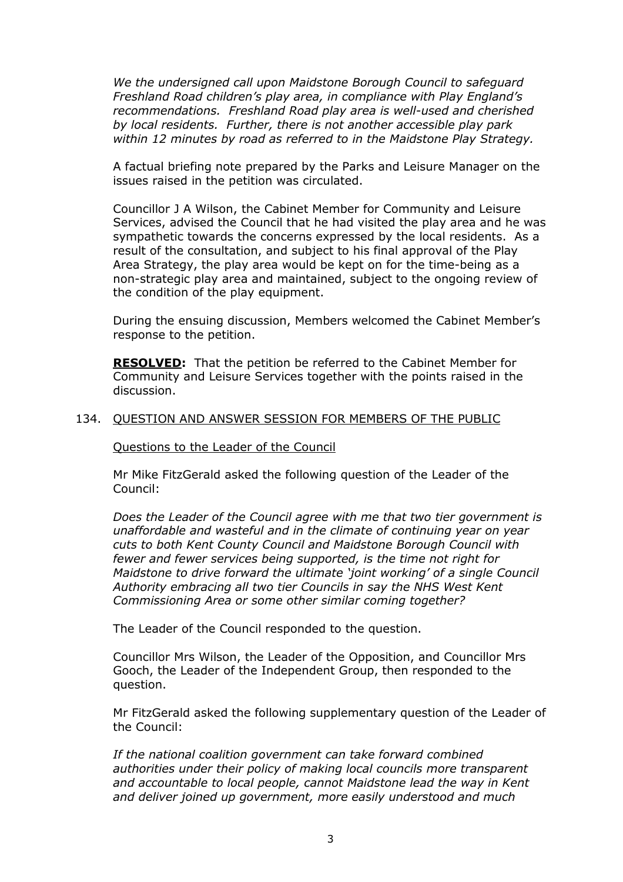*We the undersigned call upon Maidstone Borough Council to safeguard Freshland Road children's play area, in compliance with Play England's recommendations. Freshland Road play area is well-used and cherished by local residents. Further, there is not another accessible play park within 12 minutes by road as referred to in the Maidstone Play Strategy.*

A factual briefing note prepared by the Parks and Leisure Manager on the issues raised in the petition was circulated.

Councillor J A Wilson, the Cabinet Member for Community and Leisure Services, advised the Council that he had visited the play area and he was sympathetic towards the concerns expressed by the local residents. As a result of the consultation, and subject to his final approval of the Play Area Strategy, the play area would be kept on for the time-being as a non-strategic play area and maintained, subject to the ongoing review of the condition of the play equipment.

During the ensuing discussion, Members welcomed the Cabinet Member's response to the petition.

**RESOLVED:** That the petition be referred to the Cabinet Member for Community and Leisure Services together with the points raised in the discussion.

## 134. QUESTION AND ANSWER SESSION FOR MEMBERS OF THE PUBLIC

Questions to the Leader of the Council

Mr Mike FitzGerald asked the following question of the Leader of the Council:

*Does the Leader of the Council agree with me that two tier government is unaffordable and wasteful and in the climate of continuing year on year cuts to both Kent County Council and Maidstone Borough Council with fewer and fewer services being supported, is the time not right for Maidstone to drive forward the ultimate 'joint working' of a single Council Authority embracing all two tier Councils in say the NHS West Kent Commissioning Area or some other similar coming together?*

The Leader of the Council responded to the question.

Councillor Mrs Wilson, the Leader of the Opposition, and Councillor Mrs Gooch, the Leader of the Independent Group, then responded to the question.

Mr FitzGerald asked the following supplementary question of the Leader of the Council:

*If the national coalition government can take forward combined authorities under their policy of making local councils more transparent and accountable to local people, cannot Maidstone lead the way in Kent and deliver joined up government, more easily understood and much*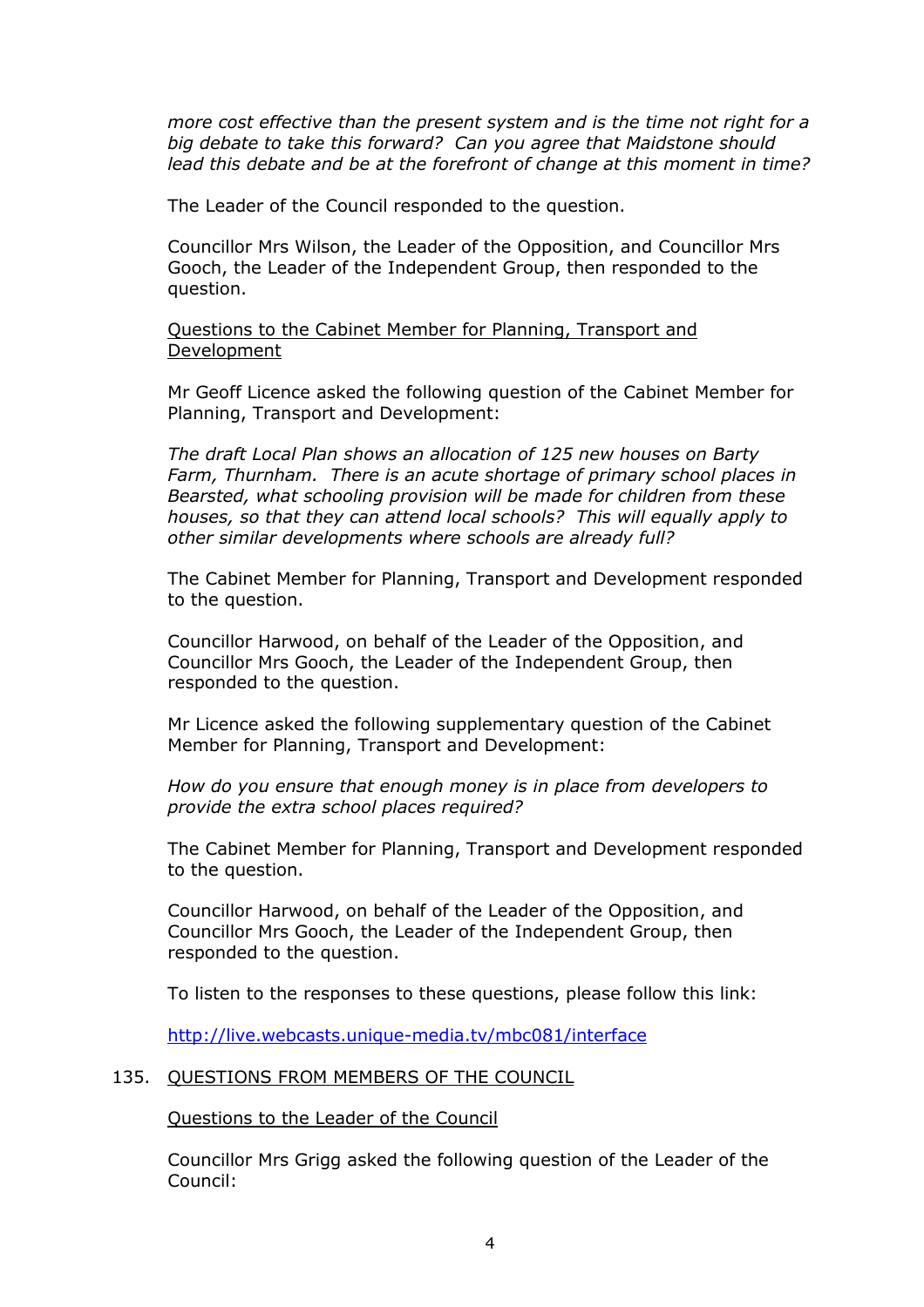*more cost effective than the present system and is the time not right for a big debate to take this forward? Can you agree that Maidstone should lead this debate and be at the forefront of change at this moment in time?*

The Leader of the Council responded to the question.

Councillor Mrs Wilson, the Leader of the Opposition, and Councillor Mrs Gooch, the Leader of the Independent Group, then responded to the question.

Questions to the Cabinet Member for Planning, Transport and Development

Mr Geoff Licence asked the following question of the Cabinet Member for Planning, Transport and Development:

*The draft Local Plan shows an allocation of 125 new houses on Barty Farm, Thurnham. There is an acute shortage of primary school places in Bearsted, what schooling provision will be made for children from these houses, so that they can attend local schools? This will equally apply to other similar developments where schools are already full?*

The Cabinet Member for Planning, Transport and Development responded to the question.

Councillor Harwood, on behalf of the Leader of the Opposition, and Councillor Mrs Gooch, the Leader of the Independent Group, then responded to the question.

Mr Licence asked the following supplementary question of the Cabinet Member for Planning, Transport and Development:

*How do you ensure that enough money is in place from developers to provide the extra school places required?*

The Cabinet Member for Planning, Transport and Development responded to the question.

Councillor Harwood, on behalf of the Leader of the Opposition, and Councillor Mrs Gooch, the Leader of the Independent Group, then responded to the question.

To listen to the responses to these questions, please follow this link:

http://live.webcasts.unique-media.tv/mbc081/interface

## 135. QUESTIONS FROM MEMBERS OF THE COUNCIL

Questions to the Leader of the Council

Councillor Mrs Grigg asked the following question of the Leader of the Council: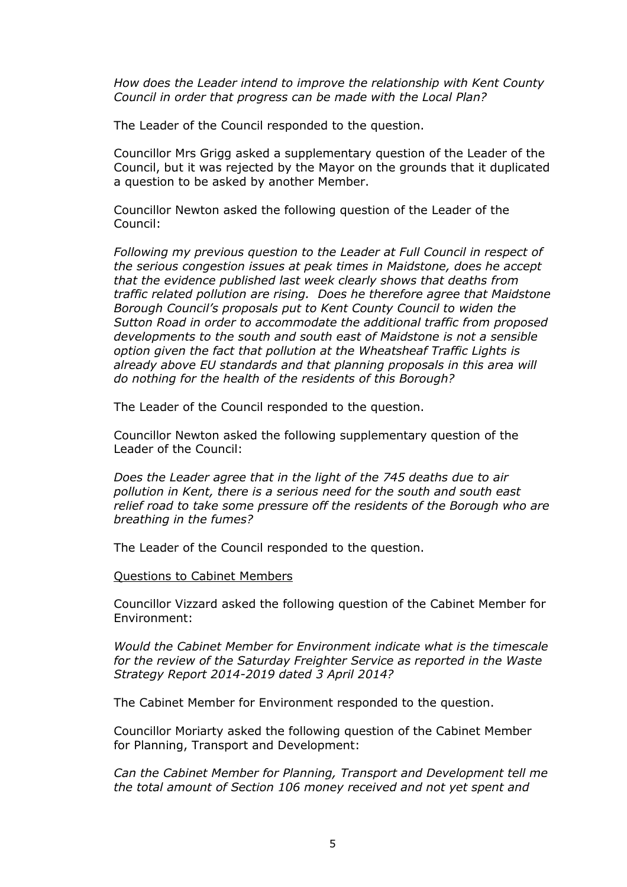*How does the Leader intend to improve the relationship with Kent County Council in order that progress can be made with the Local Plan?*

The Leader of the Council responded to the question.

Councillor Mrs Grigg asked a supplementary question of the Leader of the Council, but it was rejected by the Mayor on the grounds that it duplicated a question to be asked by another Member.

Councillor Newton asked the following question of the Leader of the Council:

*Following my previous question to the Leader at Full Council in respect of the serious congestion issues at peak times in Maidstone, does he accept that the evidence published last week clearly shows that deaths from traffic related pollution are rising. Does he therefore agree that Maidstone Borough Council's proposals put to Kent County Council to widen the Sutton Road in order to accommodate the additional traffic from proposed developments to the south and south east of Maidstone is not a sensible option given the fact that pollution at the Wheatsheaf Traffic Lights is already above EU standards and that planning proposals in this area will do nothing for the health of the residents of this Borough?*

The Leader of the Council responded to the question.

Councillor Newton asked the following supplementary question of the Leader of the Council:

*Does the Leader agree that in the light of the 745 deaths due to air pollution in Kent, there is a serious need for the south and south east relief road to take some pressure off the residents of the Borough who are breathing in the fumes?*

The Leader of the Council responded to the question.

<u>Questions to Cabinet Members</u>

Councillor Vizzard asked the following question of the Cabinet Member for Environment:

*Would the Cabinet Member for Environment indicate what is the timescale for the review of the Saturday Freighter Service as reported in the Waste Strategy Report 2014-2019 dated 3 April 2014?*

The Cabinet Member for Environment responded to the question.

Councillor Moriarty asked the following question of the Cabinet Member for Planning, Transport and Development:

*Can the Cabinet Member for Planning, Transport and Development tell me the total amount of Section 106 money received and not yet spent and*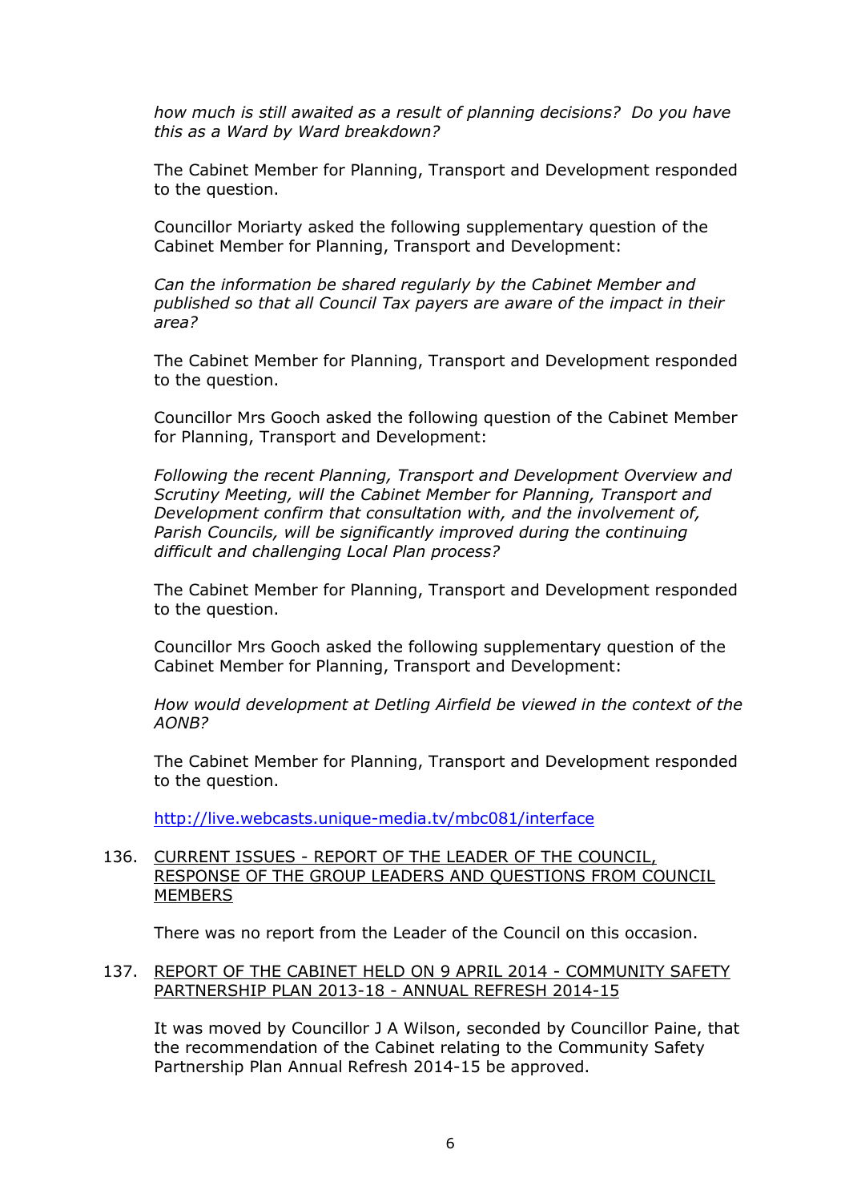*how much is still awaited as a result of planning decisions? Do you have this as a Ward by Ward breakdown?*

The Cabinet Member for Planning, Transport and Development responded to the question.

Councillor Moriarty asked the following supplementary question of the Cabinet Member for Planning, Transport and Development:

*Can the information be shared regularly by the Cabinet Member and published so that all Council Tax payers are aware of the impact in their area?*

The Cabinet Member for Planning, Transport and Development responded to the question.

Councillor Mrs Gooch asked the following question of the Cabinet Member for Planning, Transport and Development:

*Following the recent Planning, Transport and Development Overview and Scrutiny Meeting, will the Cabinet Member for Planning, Transport and Development confirm that consultation with, and the involvement of, Parish Councils, will be significantly improved during the continuing difficult and challenging Local Plan process?*

The Cabinet Member for Planning, Transport and Development responded to the question.

Councillor Mrs Gooch asked the following supplementary question of the Cabinet Member for Planning, Transport and Development:

*How would development at Detling Airfield be viewed in the context of the AONB?*

The Cabinet Member for Planning, Transport and Development responded to the question.

[http://live.webcasts.unique-media.tv/mbc081/interface](http://live.webcasts.unique-media.tv/mbc081/interface)

136. CURRENT ISSUES - REPORT OF THE LEADER OF THE COUNCIL, RESPONSE OF THE GROUP LEADERS AND QUESTIONS FROM COUNCIL MEMBERS

There was no report from the Leader of the Council on this occasion.

137. REPORT OF THE CABINET HELD ON 9 APRIL 2014 - COMMUNITY SAFETY PARTNERSHIP PLAN 2013-18 - ANNUAL REFRESH 2014-15

It was moved by Councillor J A Wilson, seconded by Councillor Paine, that the recommendation of the Cabinet relating to the Community Safety Partnership Plan Annual Refresh 2014-15 be approved.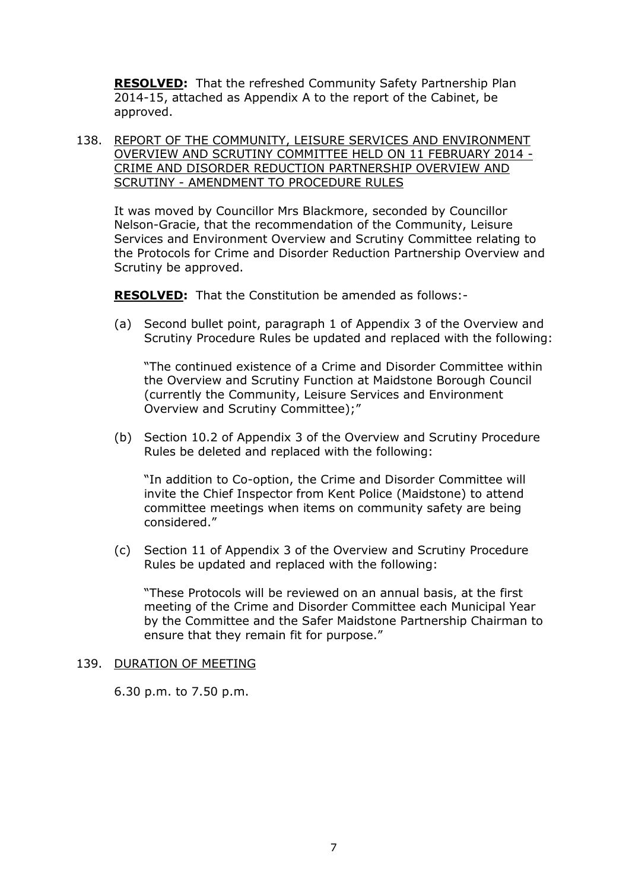**RESOLVED:** That the refreshed Community Safety Partnership Plan 2014-15, attached as Appendix A to the report of the Cabinet, be approved.

138. REPORT OF THE COMMUNITY, LEISURE SERVICES AND ENVIRONMENT OVERVIEW AND SCRUTINY COMMITTEE HELD ON 11 FEBRUARY 2014 - CRIME AND DISORDER REDUCTION PARTNERSHIP OVERVIEW AND SCRUTINY - AMENDMENT TO PROCEDURE RULES

It was moved by Councillor Mrs Blackmore, seconded by Councillor Nelson-Gracie, that the recommendation of the Community, Leisure Services and Environment Overview and Scrutiny Committee relating to the Protocols for Crime and Disorder Reduction Partnership Overview and Scrutiny be approved.

**RESOLVED:** That the Constitution be amended as follows:-

(a) Second bullet point, paragraph 1 of Appendix 3 of the Overview and Scrutiny Procedure Rules be updated and replaced with the following:

"The continued existence of a Crime and Disorder Committee within the Overview and Scrutiny Function at Maidstone Borough Council (currently the Community, Leisure Services and Environment Overview and Scrutiny Committee);"

(b) Section 10.2 of Appendix 3 of the Overview and Scrutiny Procedure Rules be deleted and replaced with the following:

"In addition to Co-option, the Crime and Disorder Committee will invite the Chief Inspector from Kent Police (Maidstone) to attend committee meetings when items on community safety are being considered."

(c) Section 11 of Appendix 3 of the Overview and Scrutiny Procedure Rules be updated and replaced with the following:

"These Protocols will be reviewed on an annual basis, at the first meeting of the Crime and Disorder Committee each Municipal Year by the Committee and the Safer Maidstone Partnership Chairman to ensure that they remain fit for purpose."

139. DURATION OF MEETING

6.30 p.m. to 7.50 p.m.